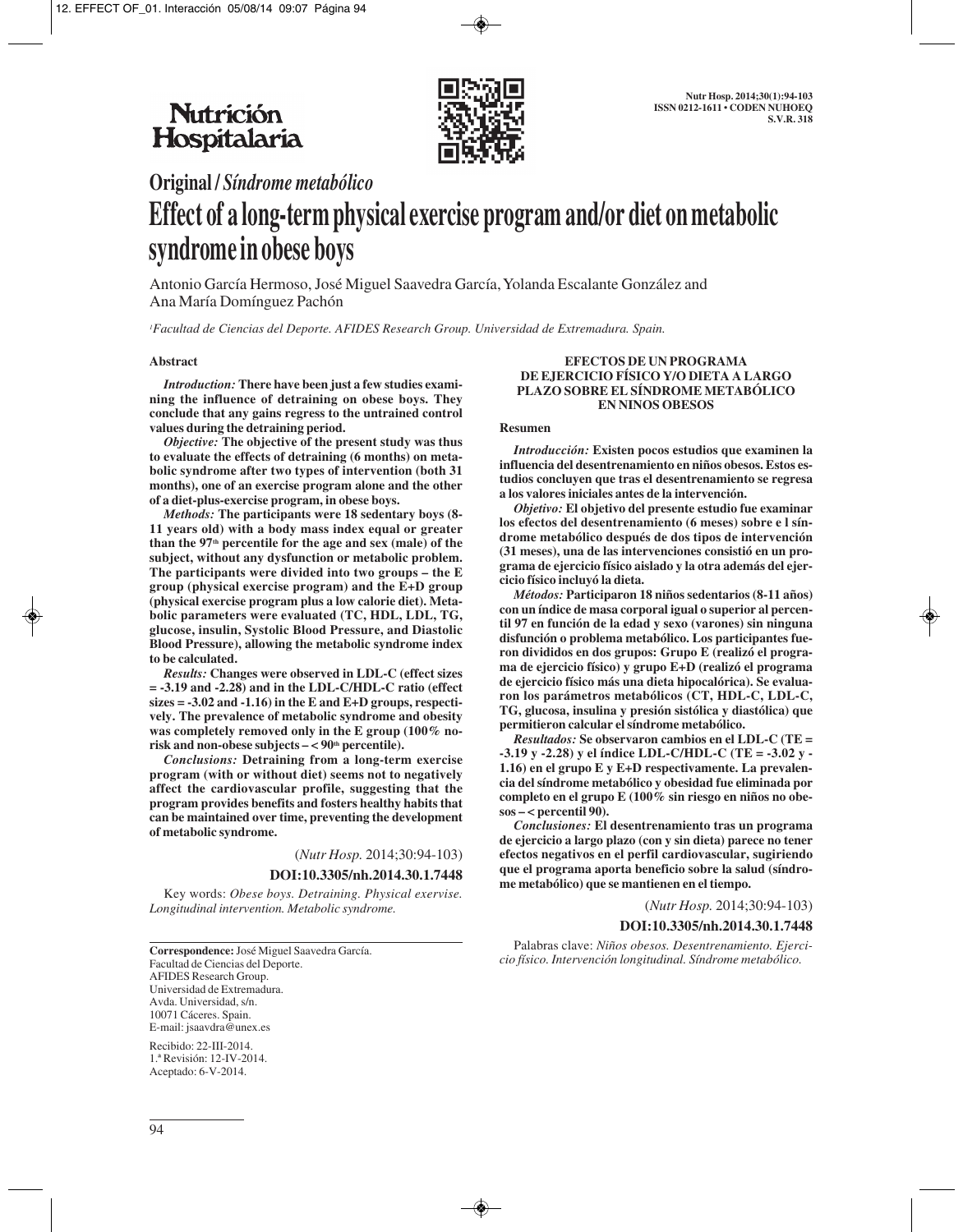## Original / *Síndrome metabólico*

# Effect of a long-term physical exercise program and/or diet on metabolic syndrome in obese boys

Antonio García Hermoso, José Miguel Saavedra García, Yolanda Escalante González and Ana María Domínguez Pachón

[1]*Facultad de Ciencias del Deporte. AFIDES Research Group. Universidad de Extremadura. Spain.*

### Abstract

***Introduction:*** **There have been just a few studies examining the influence of detraining on obese boys. They conclude that any gains regress to the untrained control values during the detraining period.**

***Objective:*** **The objective of the present study was thus to evaluate the effects of detraining (6 months) on metabolic syndrome after two types of intervention (both 31 months), one of an exercise program alone and the other of a diet-plus-exercise program, in obese boys.**

***Methods:*** **The participants were 18 sedentary boys (8-11 years old) with a body mass index equal or greater than the 97th percentile for the age and sex (male) of the subject, without any dysfunction or metabolic problem. The participants were divided into two groups – the E group (physical exercise program) and the E+D group (physical exercise program plus a low calorie diet). Metabolic parameters were evaluated (TC, HDL, LDL, TG, glucose, insulin, Systolic Blood Pressure, and Diastolic Blood Pressure), allowing the metabolic syndrome index to be calculated.**

***Results:*** **Changes were observed in LDL-C (effect sizes = -3.19 and -2.28) and in the LDL-C/HDL-C ratio (effect sizes = -3.02 and -1.16) in the E and E+D groups, respectively. The prevalence of metabolic syndrome and obesity was completely removed only in the E group (100% no-risk and non-obese subjects – < 90th percentile).**

***Conclusions:*** **Detraining from a long-term exercise program (with or without diet) seems not to negatively affect the cardiovascular profile, suggesting that the program provides benefits and fosters healthy habits that can be maintained over time, preventing the development of metabolic syndrome.**

(*Nutr Hosp.* 2014;30:94-103)

**DOI:10.3305/nh.2014.30.1.7448**

Key words: *Obese boys. Detraining. Physical exervise. Longitudinal intervention. Metabolic syndrome.*

### EFECTOS DE UN PROGRAMA DE EJERCICIO FÍSICO Y/O DIETA A LARGO PLAZO SOBRE EL SÍNDROME METABÓLICO EN NINOS OBESOS

### Resumen

***Introducción:*** **Existen pocos estudios que examinen la influencia del desentrenamiento en niños obesos. Estos estudios concluyen que tras el desentrenamiento se regresa a los valores iniciales antes de la intervención.**

***Objetivo:*** **El objetivo del presente estudio fue examinar los efectos del desentrenamiento (6 meses) sobre e l síndrome metabólico después de dos tipos de intervención (31 meses), una de las intervenciones consistió en un programa de ejercicio físico aislado y la otra además del ejercicio físico incluyó la dieta.**

***Métodos:*** **Participaron 18 niños sedentarios (8-11 años) con un índice de masa corporal igual o superior al percentil 97 en función de la edad y sexo (varones) sin ninguna disfunción o problema metabólico. Los participantes fueron divididos en dos grupos: Grupo E (realizó el programa de ejercicio físico) y grupo E+D (realizó el programa de ejercicio físico más una dieta hipocalórica). Se evaluaron los parámetros metabólicos (CT, HDL-C, LDL-C, TG, glucosa, insulina y presión sistólica y diastólica) que permitieron calcular el síndrome metabólico.**

***Resultados:*** **Se observaron cambios en el LDL-C (TE = -3.19 y -2.28) y el índice LDL-C/HDL-C (TE = -3.02 y -1.16) en el grupo E y E+D respectivamente. La prevalencia del síndrome metabólico y obesidad fue eliminada por completo en el grupo E (100% sin riesgo en niños no obesos – < percentil 90).**

***Conclusiones:*** **El desentrenamiento tras un programa de ejercicio a largo plazo (con y sin dieta) parece no tener efectos negativos en el perfil cardiovascular, sugiriendo que el programa aporta beneficio sobre la salud (síndrome metabólico) que se mantienen en el tiempo.**

(*Nutr Hosp.* 2014;30:94-103)

**DOI:10.3305/nh.2014.30.1.7448**

Palabras clave: *Niños obesos. Desentrenamiento. Ejercicio físico. Intervención longitudinal. Síndrome metabólico.*

---

**Correspondence:** José Miguel Saavedra García.
Facultad de Ciencias del Deporte.
AFIDES Research Group.
Universidad de Extremadura.
Avda. Universidad, s/n.
10071 Cáceres. Spain.
E-mail: jsaavdra@unex.es

Recibido: 22-III-2014.
1.ª Revisión: 12-IV-2014.
Aceptado: 6-V-2014.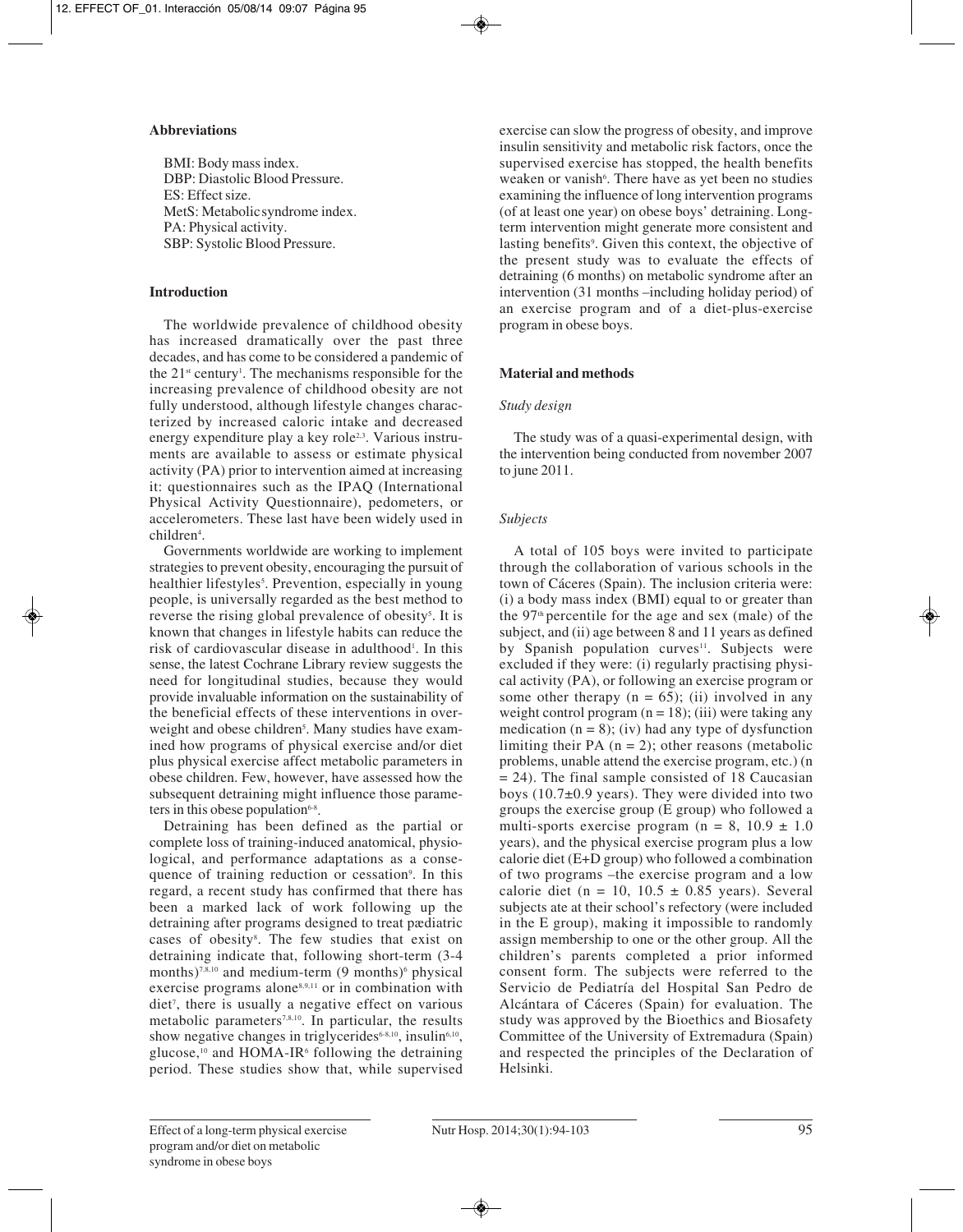### Abbreviations

BMI: Body mass index.
DBP: Diastolic Blood Pressure.
ES: Effect size.
MetS: Metabolic syndrome index.
PA: Physical activity.
SBP: Systolic Blood Pressure.

### Introduction

The worldwide prevalence of childhood obesity has increased dramatically over the past three decades, and has come to be considered a pandemic of the 21st century[1]. The mechanisms responsible for the increasing prevalence of childhood obesity are not fully understood, although lifestyle changes characterized by increased caloric intake and decreased energy expenditure play a key role[2,3]. Various instruments are available to assess or estimate physical activity (PA) prior to intervention aimed at increasing it: questionnaires such as the IPAQ (International Physical Activity Questionnaire), pedometers, or accelerometers. These last have been widely used in children[4].

Governments worldwide are working to implement strategies to prevent obesity, encouraging the pursuit of healthier lifestyles[5]. Prevention, especially in young people, is universally regarded as the best method to reverse the rising global prevalence of obesity[5]. It is known that changes in lifestyle habits can reduce the risk of cardiovascular disease in adulthood[1]. In this sense, the latest Cochrane Library review suggests the need for longitudinal studies, because they would provide invaluable information on the sustainability of the beneficial effects of these interventions in overweight and obese children[5]. Many studies have examined how programs of physical exercise and/or diet plus physical exercise affect metabolic parameters in obese children. Few, however, have assessed how the subsequent detraining might influence those parameters in this obese population[6-8].

Detraining has been defined as the partial or complete loss of training-induced anatomical, physiological, and performance adaptations as a consequence of training reduction or cessation[9]. In this regard, a recent study has confirmed that there has been a marked lack of work following up the detraining after programs designed to treat pædiatric cases of obesity[8]. The few studies that exist on detraining indicate that, following short-term (3-4 months)[7,8,10] and medium-term (9 months)[6] physical exercise programs alone[8,9,11] or in combination with diet[7], there is usually a negative effect on various metabolic parameters[7,8,10]. In particular, the results show negative changes in triglycerides[6-8,10], insulin[6,10], glucose,[10] and HOMA-IR[6] following the detraining period. These studies show that, while supervised exercise can slow the progress of obesity, and improve insulin sensitivity and metabolic risk factors, once the supervised exercise has stopped, the health benefits weaken or vanish[6]. There have as yet been no studies examining the influence of long intervention programs (of at least one year) on obese boys' detraining. Long-term intervention might generate more consistent and lasting benefits[9]. Given this context, the objective of the present study was to evaluate the effects of detraining (6 months) on metabolic syndrome after an intervention (31 months –including holiday period) of an exercise program and of a diet-plus-exercise program in obese boys.

### Material and methods

#### *Study design*

The study was of a quasi-experimental design, with the intervention being conducted from november 2007 to june 2011.

#### *Subjects*

A total of 105 boys were invited to participate through the collaboration of various schools in the town of Cáceres (Spain). The inclusion criteria were: (i) a body mass index (BMI) equal to or greater than the 97th percentile for the age and sex (male) of the subject, and (ii) age between 8 and 11 years as defined by Spanish population curves[11]. Subjects were excluded if they were: (i) regularly practising physical activity (PA), or following an exercise program or some other therapy (n = 65); (ii) involved in any weight control program (n = 18); (iii) were taking any medication (n = 8); (iv) had any type of dysfunction limiting their PA (n = 2); other reasons (metabolic problems, unable attend the exercise program, etc.) (n = 24). The final sample consisted of 18 Caucasian boys (10.7±0.9 years). They were divided into two groups the exercise group (E group) who followed a multi-sports exercise program (n = 8, 10.9 ± 1.0 years), and the physical exercise program plus a low calorie diet (E+D group) who followed a combination of two programs –the exercise program and a low calorie diet (n = 10, 10.5 ± 0.85 years). Several subjects ate at their school's refectory (were included in the E group), making it impossible to randomly assign membership to one or the other group. All the children's parents completed a prior informed consent form. The subjects were referred to the Servicio de Pediatría del Hospital San Pedro de Alcántara of Cáceres (Spain) for evaluation. The study was approved by the Bioethics and Biosafety Committee of the University of Extremadura (Spain) and respected the principles of the Declaration of Helsinki.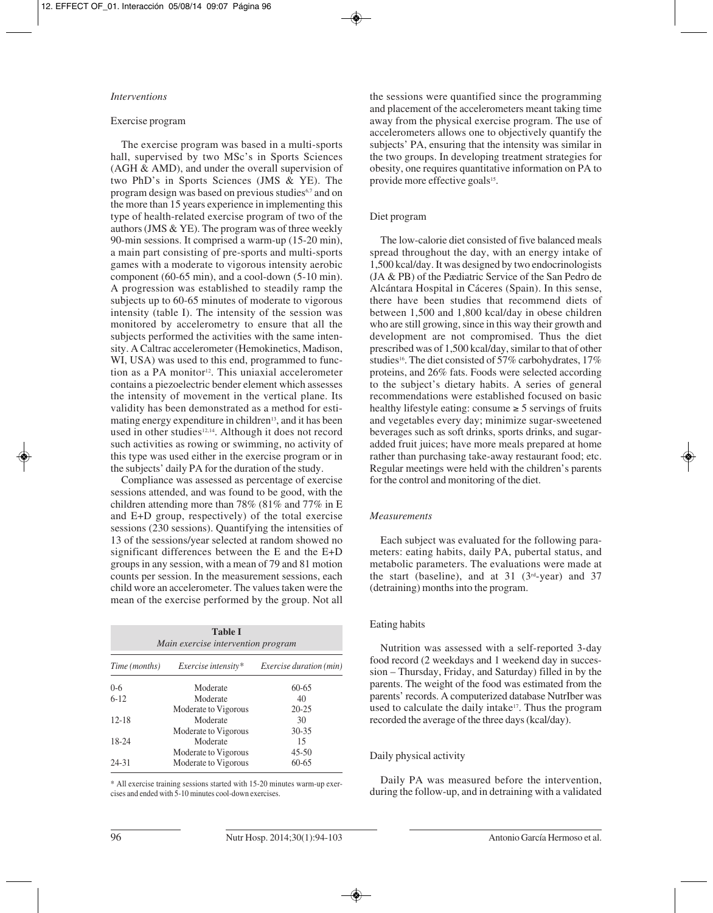### *Interventions*

#### Exercise program

The exercise program was based in a multi-sports hall, supervised by two MSc's in Sports Sciences (AGH & AMD), and under the overall supervision of two PhD's in Sports Sciences (JMS & YE). The program design was based on previous studies[6,7] and on the more than 15 years experience in implementing this type of health-related exercise program of two of the authors (JMS & YE). The program was of three weekly 90-min sessions. It comprised a warm-up (15-20 min), a main part consisting of pre-sports and multi-sports games with a moderate to vigorous intensity aerobic component (60-65 min), and a cool-down (5-10 min). A progression was established to steadily ramp the subjects up to 60-65 minutes of moderate to vigorous intensity (table I). The intensity of the session was monitored by accelerometry to ensure that all the subjects performed the activities with the same intensity. A Caltrac accelerometer (Hemokinetics, Madison, WI, USA) was used to this end, programmed to function as a PA monitor[12]. This uniaxial accelerometer contains a piezoelectric bender element which assesses the intensity of movement in the vertical plane. Its validity has been demonstrated as a method for estimating energy expenditure in children[13], and it has been used in other studies[12,14]. Although it does not record such activities as rowing or swimming, no activity of this type was used either in the exercise program or in the subjects' daily PA for the duration of the study.

Compliance was assessed as percentage of exercise sessions attended, and was found to be good, with the children attending more than 78% (81% and 77% in E and E+D group, respectively) of the total exercise sessions (230 sessions). Quantifying the intensities of 13 of the sessions/year selected at random showed no significant differences between the E and the E+D groups in any session, with a mean of 79 and 81 motion counts per session. In the measurement sessions, each child wore an accelerometer. The values taken were the mean of the exercise performed by the group. Not all the sessions were quantified since the programming and placement of the accelerometers meant taking time away from the physical exercise program. The use of accelerometers allows one to objectively quantify the subjects' PA, ensuring that the intensity was similar in the two groups. In developing treatment strategies for obesity, one requires quantitative information on PA to provide more effective goals[15].

**Table I**
*Main exercise intervention program*

| *Time (months)* | *Exercise intensity\** | *Exercise duration (min)* |
|---|---|---|
| 0-6 | Moderate | 60-65 |
| 6-12 | Moderate | 40 |
| | Moderate to Vigorous | 20-25 |
| 12-18 | Moderate | 30 |
| | Moderate to Vigorous | 30-35 |
| 18-24 | Moderate | 15 |
| | Moderate to Vigorous | 45-50 |
| 24-31 | Moderate to Vigorous | 60-65 |

\* All exercise training sessions started with 15-20 minutes warm-up exercises and ended with 5-10 minutes cool-down exercises.

#### Diet program

The low-calorie diet consisted of five balanced meals spread throughout the day, with an energy intake of 1,500 kcal/day. It was designed by two endocrinologists (JA & PB) of the Pædiatric Service of the San Pedro de Alcántara Hospital in Cáceres (Spain). In this sense, there have been studies that recommend diets of between 1,500 and 1,800 kcal/day in obese children who are still growing, since in this way their growth and development are not compromised. Thus the diet prescribed was of 1,500 kcal/day, similar to that of other studies[16]. The diet consisted of 57% carbohydrates, 17% proteins, and 26% fats. Foods were selected according to the subject's dietary habits. A series of general recommendations were established focused on basic healthy lifestyle eating: consume ≥ 5 servings of fruits and vegetables every day; minimize sugar-sweetened beverages such as soft drinks, sports drinks, and sugar-added fruit juices; have more meals prepared at home rather than purchasing take-away restaurant food; etc. Regular meetings were held with the children's parents for the control and monitoring of the diet.

### *Measurements*

Each subject was evaluated for the following parameters: eating habits, daily PA, pubertal status, and metabolic parameters. The evaluations were made at the start (baseline), and at 31 (3rd-year) and 37 (detraining) months into the program.

#### Eating habits

Nutrition was assessed with a self-reported 3-day food record (2 weekdays and 1 weekend day in succession – Thursday, Friday, and Saturday) filled in by the parents. The weight of the food was estimated from the parents' records. A computerized database NutrIber was used to calculate the daily intake[17]. Thus the program recorded the average of the three days (kcal/day).

#### Daily physical activity

Daily PA was measured before the intervention, during the follow-up, and in detraining with a validated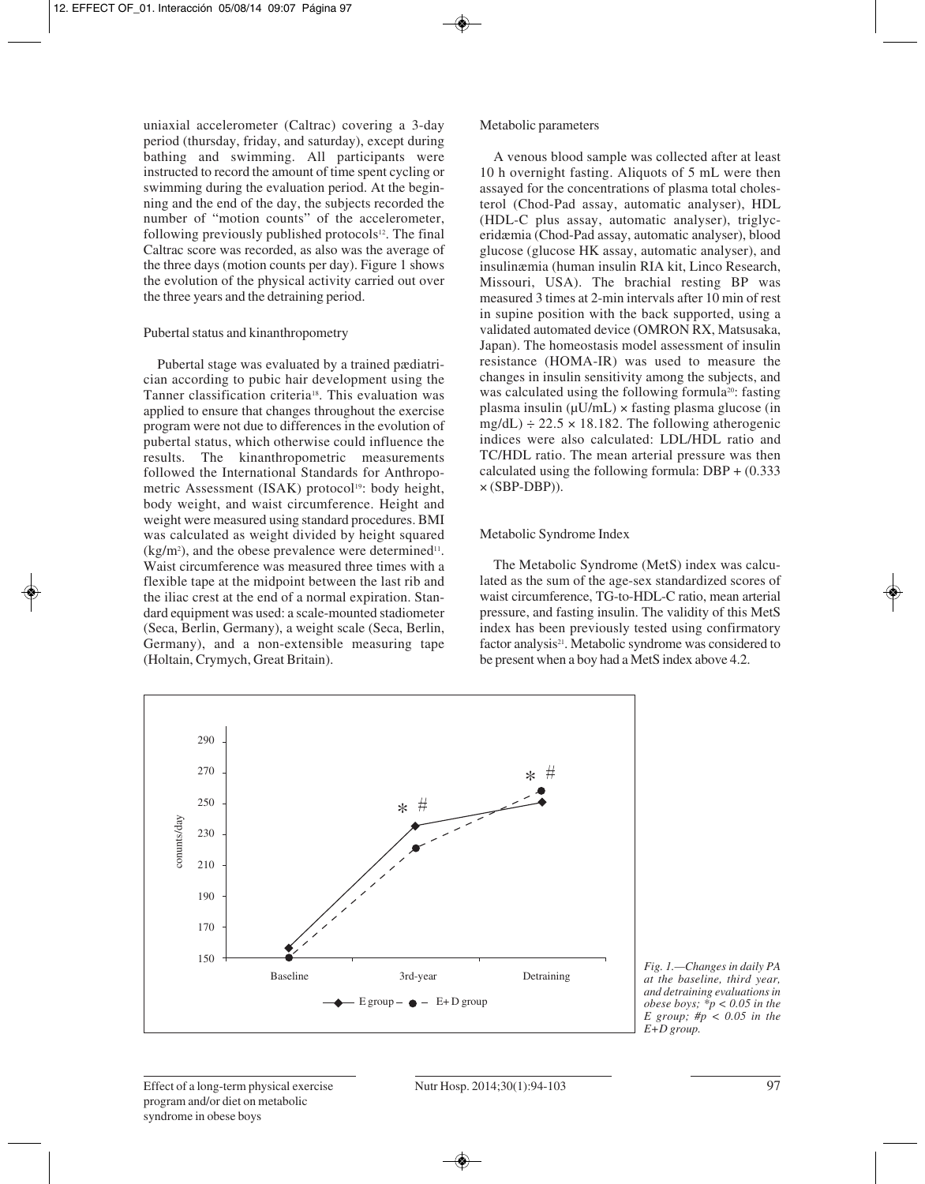uniaxial accelerometer (Caltrac) covering a 3-day period (thursday, friday, and saturday), except during bathing and swimming. All participants were instructed to record the amount of time spent cycling or swimming during the evaluation period. At the beginning and the end of the day, the subjects recorded the number of "motion counts" of the accelerometer, following previously published protocols[12]. The final Caltrac score was recorded, as also was the average of the three days (motion counts per day). Figure 1 shows the evolution of the physical activity carried out over the three years and the detraining period.

Pubertal status and kinanthropometry

Pubertal stage was evaluated by a trained pædiatrician according to pubic hair development using the Tanner classification criteria[18]. This evaluation was applied to ensure that changes throughout the exercise program were not due to differences in the evolution of pubertal status, which otherwise could influence the results. The kinanthropometric measurements followed the International Standards for Anthropometric Assessment (ISAK) protocol[19]: body height, body weight, and waist circumference. Height and weight were measured using standard procedures. BMI was calculated as weight divided by height squared ($kg/m^2$), and the obese prevalence were determined[11]. Waist circumference was measured three times with a flexible tape at the midpoint between the last rib and the iliac crest at the end of a normal expiration. Standard equipment was used: a scale-mounted stadiometer (Seca, Berlin, Germany), a weight scale (Seca, Berlin, Germany), and a non-extensible measuring tape (Holtain, Crymych, Great Britain).

Metabolic parameters

A venous blood sample was collected after at least 10 h overnight fasting. Aliquots of 5 mL were then assayed for the concentrations of plasma total cholesterol (Chod-Pad assay, automatic analyser), HDL (HDL-C plus assay, automatic analyser), triglyceridæmia (Chod-Pad assay, automatic analyser), blood glucose (glucose HK assay, automatic analyser), and insulinæmia (human insulin RIA kit, Linco Research, Missouri, USA). The brachial resting BP was measured 3 times at 2-min intervals after 10 min of rest in supine position with the back supported, using a validated automated device (OMRON RX, Matsusaka, Japan). The homeostasis model assessment of insulin resistance (HOMA-IR) was used to measure the changes in insulin sensitivity among the subjects, and was calculated using the following formula[20]: fasting plasma insulin (μU/mL) × fasting plasma glucose (in mg/dL) ÷ 22.5 × 18.182. The following atherogenic indices were also calculated: LDL/HDL ratio and TC/HDL ratio. The mean arterial pressure was then calculated using the following formula: DBP + (0.333 × (SBP-DBP)).

Metabolic Syndrome Index

The Metabolic Syndrome (MetS) index was calculated as the sum of the age-sex standardized scores of waist circumference, TG-to-HDL-C ratio, mean arterial pressure, and fasting insulin. The validity of this MetS index has been previously tested using confirmatory factor analysis[21]. Metabolic syndrome was considered to be present when a boy had a MetS index above 4.2.

*Fig. 1.—Changes in daily PA at the baseline, third year, and detraining evaluations in obese boys; *p < 0.05 in the E group; #p < 0.05 in the E+D group.*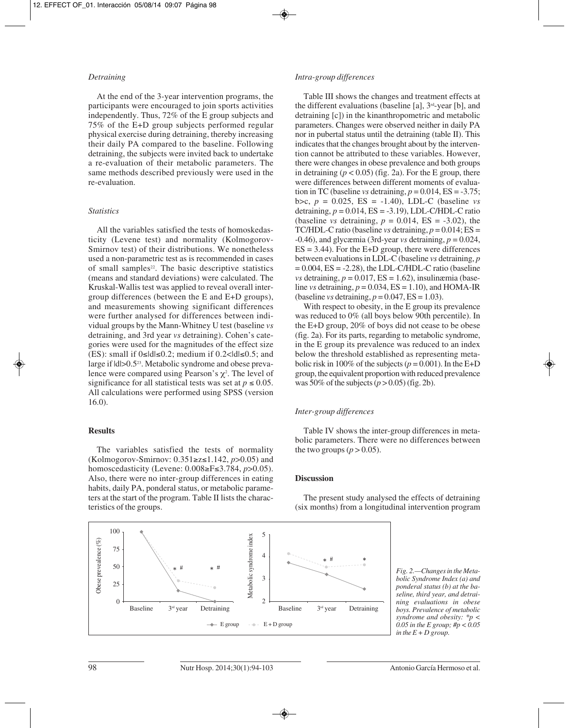*Detraining*

At the end of the 3-year intervention programs, the participants were encouraged to join sports activities independently. Thus, 72% of the E group subjects and 75% of the E+D group subjects performed regular physical exercise during detraining, thereby increasing their daily PA compared to the baseline. Following detraining, the subjects were invited back to undertake a re-evaluation of their metabolic parameters. The same methods described previously were used in the re-evaluation.

*Statistics*

All the variables satisfied the tests of homoskedasticity (Levene test) and normality (Kolmogorov-Smirnov test) of their distributions. We nonetheless used a non-parametric test as is recommended in cases of small samples[22]. The basic descriptive statistics (means and standard deviations) were calculated. The Kruskal-Wallis test was applied to reveal overall inter-group differences (between the E and E+D groups), and measurements showing significant differences were further analysed for differences between individual groups by the Mann-Whitney U test (baseline *vs* detraining, and 3rd year *vs* detraining). Cohen's categories were used for the magnitudes of the effect size (ES): small if $0 \leq |d| \leq 0.2$; medium if $0.2 < |d| \leq 0.5$; and large if $|d| > 0.5$[23]. Metabolic syndrome and obese prevalence were compared using Pearson's $\chi^2$. The level of significance for all statistical tests was set at $p \leq 0.05$. All calculations were performed using SPSS (version 16.0).

## Results

The variables satisfied the tests of normality (Kolmogorov-Smirnov: $0.351 \geq z \leq 1.142$, $p > 0.05$) and homoscedasticity (Levene: $0.008 \geq F \leq 3.784$, $p > 0.05$). Also, there were no inter-group differences in eating habits, daily PA, ponderal status, or metabolic parameters at the start of the program. Table II lists the characteristics of the groups.

*Intra-group differences*

Table III shows the changes and treatment effects at the different evaluations (baseline [a], 3rd-year [b], and detraining [c]) in the kinanthropometric and metabolic parameters. Changes were observed neither in daily PA nor in pubertal status until the detraining (table II). This indicates that the changes brought about by the intervention cannot be attributed to these variables. However, there were changes in obese prevalence and both groups in detraining ($p < 0.05$) (fig. 2a). For the E group, there were differences between different moments of evaluation in TC (baseline *vs* detraining, $p = 0.014$, ES = -3.75; b>c, $p = 0.025$, ES = -1.40), LDL-C (baseline *vs* detraining, $p = 0.014$, ES = -3.19), LDL-C/HDL-C ratio (baseline *vs* detraining, $p = 0.014$, ES = -3.02), the TC/HDL-C ratio (baseline *vs* detraining, $p = 0.014$; ES = -0.46), and glycæmia (3rd-year *vs* detraining, $p = 0.024$, ES = 3.44). For the E+D group, there were differences between evaluations in LDL-C (baseline *vs* detraining, $p = 0.004$, ES = -2.28), the LDL-C/HDL-C ratio (baseline *vs* detraining, $p = 0.017$, ES = 1.62), insulinæmia (baseline *vs* detraining, $p = 0.034$, ES = 1.10), and HOMA-IR (baseline *vs* detraining, $p = 0.047$, ES = 1.03).

With respect to obesity, in the E group its prevalence was reduced to 0% (all boys below 90th percentile). In the E+D group, 20% of boys did not cease to be obese (fig. 2a). For its parts, regarding to metabolic syndrome, in the E group its prevalence was reduced to an index below the threshold established as representing metabolic risk in 100% of the subjects ($p = 0.001$). In the E+D group, the equivalent proportion with reduced prevalence was 50% of the subjects ($p > 0.05$) (fig. 2b).

*Inter-group differences*

Table IV shows the inter-group differences in metabolic parameters. There were no differences between the two groups ($p > 0.05$).

## Discussion

The present study analysed the effects of detraining (six months) from a longitudinal intervention program

*Fig. 2.—Changes in the Metabolic Syndrome Index (a) and ponderal status (b) at the baseline, third year, and detraining evaluations in obese boys. Prevalence of metabolic syndrome and obesity: *p < 0.05 in the E group; #p < 0.05 in the E + D group.*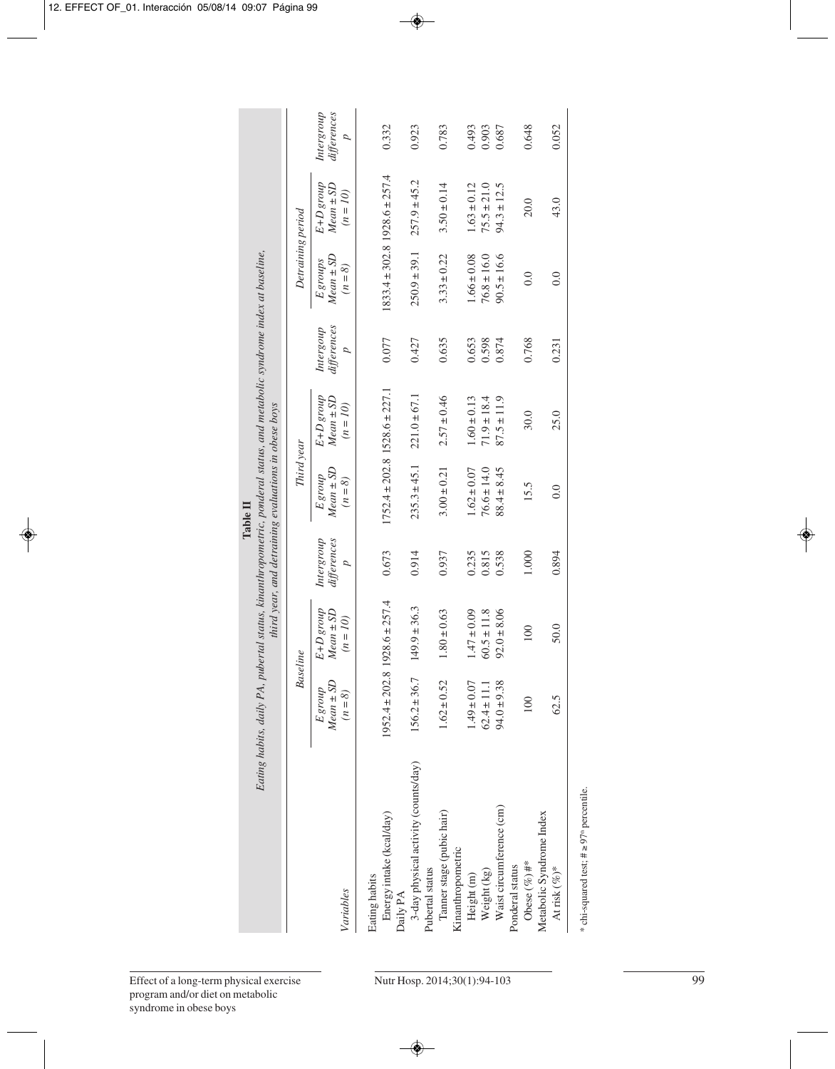**Table II**
*Eating habits, daily PA, pubertal status, kinanthropometric, ponderal status, and metabolic syndrome index at baseline, third year, and detraining evaluations in obese boys*

| Variables | Baseline | | | Third year | | | Detraining period | | |
|---|---|---|---|---|---|---|---|---|---|
| | *E group Mean ± SD (n = 8)* | *E+D group Mean ± SD (n = 10)* | *Intergroup differences p* | *E group Mean ± SD (n = 8)* | *E+D group Mean ± SD (n = 10)* | *Intergroup differences p* | *E groups Mean ± SD (n = 8)* | *E+D group Mean ± SD (n = 10)* | *Intergroup differences p* |
| Eating habits | | | | | | | | | |
| Energy intake (kcal/day) | 1952.4 ± 202.8 | 1928.6 ± 257.4 | 0.673 | 1752.4 ± 202.8 | 1528.6 ± 227.1 | 0.077 | 1833.4 ± 302.8 | 1928.6 ± 257.4 | 0.332 |
| Daily PA | | | | | | | | | |
| 3-day physical activity (counts/day) | 156.2 ± 36.7 | 149.9 ± 36.3 | 0.914 | 235.3 ± 45.1 | 221.0 ± 67.1 | 0.427 | 250.9 ± 39.1 | 257.9 ± 45.2 | 0.923 |
| Pubertal status | | | | | | | | | |
| Tanner stage (pubic hair) | 1.62 ± 0.52 | 1.80 ± 0.63 | 0.937 | 3.00 ± 0.21 | 2.57 ± 0.46 | 0.635 | 3.33 ± 0.22 | 3.50 ± 0.14 | 0.783 |
| Kinanthropometric | | | | | | | | | |
| Height (m) | 1.49 ± 0.07 | 1.47 ± 0.09 | 0.235 | 1.62 ± 0.07 | 1.60 ± 0.13 | 0.653 | 1.66 ± 0.08 | 1.63 ± 0.12 | 0.493 |
| Weight (kg) | 62.4 ± 11.1 | 60.5 ± 11.8 | 0.815 | 76.6 ± 14.0 | 71.9 ± 18.4 | 0.598 | 76.8 ± 16.0 | 75.5 ± 21.0 | 0.903 |
| Waist circumference (cm) | 94.0 ± 9.38 | 92.0 ± 8.06 | 0.538 | 88.4 ± 8.45 | 87.5 ± 11.9 | 0.874 | 90.5 ± 16.6 | 94.3 ± 12.5 | 0.687 |
| Ponderal status | | | | | | | | | |
| Obese (%)#* | 100 | 100 | 1.000 | 15.5 | 30.0 | 0.768 | 0.0 | 20.0 | 0.648 |
| Metabolic Syndrome Index | | | | | | | | | |
| At risk (%)* | 62.5 | 50.0 | 0.894 | 0.0 | 25.0 | 0.231 | 0.0 | 43.0 | 0.052 |

\* chi-squared test; # ≥ 97th percentile.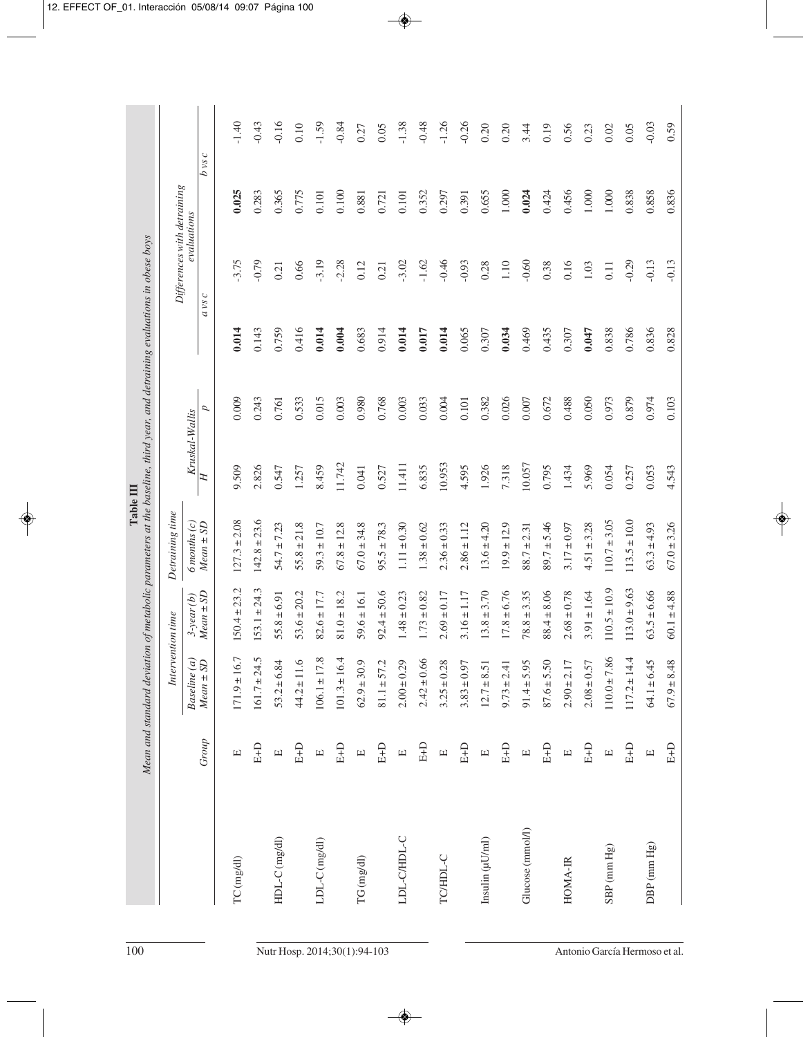**Table III**
*Mean and standard deviation of metabolic parameters at the baseline, third year, and detraining evaluations in obese boys*

| | Group | Intervention time | | Detraining time | Kruskal-Wallis | | Differences with detraining evaluations | | | |
|---|---|---|---|---|---|---|---|---|---|---|
| | | Baseline (a) Mean ± SD | 3-year (b) Mean ± SD | 6 months (c) Mean ± SD | H | p | a vs c | | b vs c | |
| TC (mg/dl) | E | 171.9 ± 16.7 | 150.4 ± 23.2 | 127.3 ± 2.08 | 9.509 | 0.009 | **0.014** | -3.75 | **0.025** | -1.40 |
| | E+D | 161.7 ± 24.5 | 153.1 ± 24.3 | 142.8 ± 23.6 | 2.826 | 0.243 | 0.143 | -0.79 | 0.283 | -0.43 |
| HDL-C (mg/dl) | E | 53.2 ± 6.84 | 55.8 ± 6.91 | 54.7 ± 7.23 | 0.547 | 0.761 | 0.759 | 0.21 | 0.365 | -0.16 |
| | E+D | 44.2 ± 11.6 | 53.6 ± 20.2 | 55.8 ± 21.8 | 1.257 | 0.533 | 0.416 | 0.66 | 0.775 | 0.10 |
| LDL-C (mg/dl) | E | 106.1 ± 17.8 | 82.6 ± 17.7 | 59.3 ± 10.7 | 8.459 | 0.015 | **0.014** | -3.19 | 0.101 | -1.59 |
| | E+D | 101.3 ± 16.4 | 81.0 ± 18.2 | 67.8 ± 12.8 | 11.742 | 0.003 | **0.004** | -2.28 | 0.100 | -0.84 |
| TG (mg/dl) | E | 62.9 ± 30.9 | 59.6 ± 16.1 | 67.0 ± 34.8 | 0.041 | 0.980 | 0.683 | 0.12 | 0.881 | 0.27 |
| | E+D | 81.1 ± 57.2 | 92.4 ± 50.6 | 95.5 ± 78.3 | 0.527 | 0.768 | 0.914 | 0.21 | 0.721 | 0.05 |
| LDL-C/HDL-C | E | 2.00 ± 0.29 | 1.48 ± 0.23 | 1.11 ± 0.30 | 11.411 | 0.003 | **0.014** | -3.02 | 0.101 | -1.38 |
| | E+D | 2.42 ± 0.66 | 1.73 ± 0.82 | 1.38 ± 0.62 | 6.835 | 0.033 | **0.017** | -1.62 | 0.352 | -0.48 |
| TC/HDL-C | E | 3.25 ± 0.28 | 2.69 ± 0.17 | 2.36 ± 0.33 | 10.953 | 0.004 | **0.014** | -0.46 | 0.297 | -1.26 |
| | E+D | 3.83 ± 0.97 | 3.16 ± 1.17 | 2.86 ± 1.12 | 4.595 | 0.101 | 0.065 | -0.93 | 0.391 | -0.26 |
| Insulin (µU/ml) | E | 12.7 ± 8.51 | 13.8 ± 3.70 | 13.6 ± 4.20 | 1.926 | 0.382 | 0.307 | 0.28 | 0.655 | 0.20 |
| | E+D | 9.73 ± 2.41 | 17.8 ± 6.76 | 19.9 ± 12.9 | 7.318 | 0.026 | **0.034** | 1.10 | 1.000 | 0.20 |
| Glucose (mmol/l) | E | 91.4 ± 5.95 | 78.8 ± 3.35 | 88.7 ± 2.31 | 10.057 | 0.007 | 0.469 | -0.60 | **0.024** | 3.44 |
| | E+D | 87.6 ± 5.50 | 88.4 ± 8.06 | 89.7 ± 5.46 | 0.795 | 0.672 | 0.435 | 0.38 | 0.424 | 0.19 |
| HOMA-IR | E | 2.90 ± 2.17 | 2.68 ± 0.78 | 3.17 ± 0.97 | 1.434 | 0.488 | 0.307 | 0.16 | 0.456 | 0.56 |
| | E+D | 2.08 ± 0.57 | 3.91 ± 1.64 | 4.51 ± 3.28 | 5.969 | 0.050 | **0.047** | 1.03 | 1.000 | 0.23 |
| SBP (mm Hg) | E | 110.0 ± 7.86 | 110.5 ± 10.9 | 110.7 ± 3.05 | 0.054 | 0.973 | 0.838 | 0.11 | 1.000 | 0.02 |
| | E+D | 117.2 ± 14.4 | 113.0 ± 9.63 | 113.5 ± 10.0 | 0.257 | 0.879 | 0.786 | -0.29 | 0.838 | 0.05 |
| DBP (mm Hg) | E | 64.1 ± 6.45 | 63.5 ± 6.66 | 63.3 ± 4.93 | 0.053 | 0.974 | 0.836 | -0.13 | 0.858 | -0.03 |
| | E+D | 67.9 ± 8.48 | 60.1 ± 4.88 | 67.0 ± 3.26 | 4.543 | 0.103 | 0.828 | -0.13 | 0.836 | 0.59 |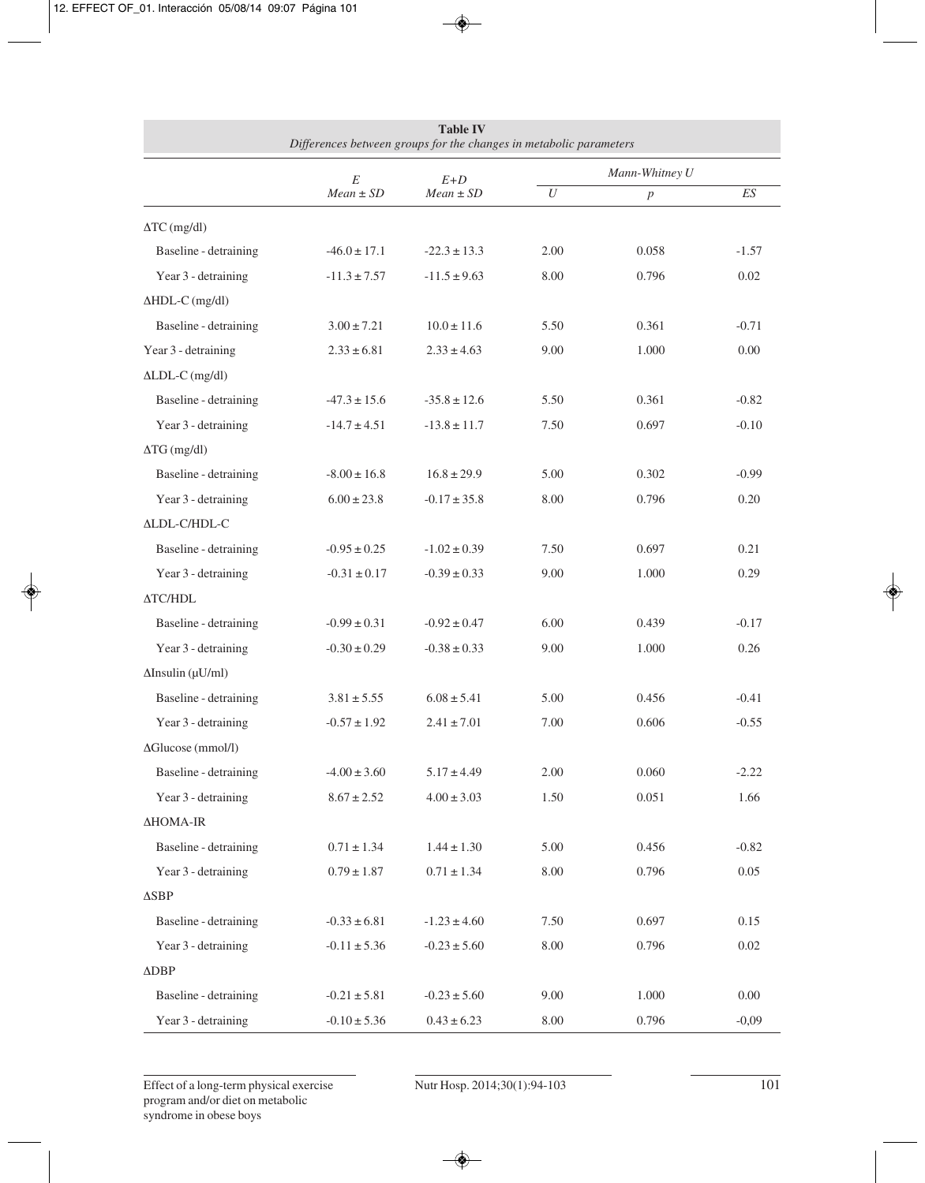**Table IV**
*Differences between groups for the changes in metabolic parameters*

| | E Mean ± SD | E+D Mean ± SD | Mann-Whitney U | | |
|---|---|---|---|---|---|
| | | | U | p | ES |
| ΔTC (mg/dl) | | | | | |
| Baseline - detraining | -46.0 ± 17.1 | -22.3 ± 13.3 | 2.00 | 0.058 | -1.57 |
| Year 3 - detraining | -11.3 ± 7.57 | -11.5 ± 9.63 | 8.00 | 0.796 | 0.02 |
| ΔHDL-C (mg/dl) | | | | | |
| Baseline - detraining | 3.00 ± 7.21 | 10.0 ± 11.6 | 5.50 | 0.361 | -0.71 |
| Year 3 - detraining | 2.33 ± 6.81 | 2.33 ± 4.63 | 9.00 | 1.000 | 0.00 |
| ΔLDL-C (mg/dl) | | | | | |
| Baseline - detraining | -47.3 ± 15.6 | -35.8 ± 12.6 | 5.50 | 0.361 | -0.82 |
| Year 3 - detraining | -14.7 ± 4.51 | -13.8 ± 11.7 | 7.50 | 0.697 | -0.10 |
| ΔTG (mg/dl) | | | | | |
| Baseline - detraining | -8.00 ± 16.8 | 16.8 ± 29.9 | 5.00 | 0.302 | -0.99 |
| Year 3 - detraining | 6.00 ± 23.8 | -0.17 ± 35.8 | 8.00 | 0.796 | 0.20 |
| ΔLDL-C/HDL-C | | | | | |
| Baseline - detraining | -0.95 ± 0.25 | -1.02 ± 0.39 | 7.50 | 0.697 | 0.21 |
| Year 3 - detraining | -0.31 ± 0.17 | -0.39 ± 0.33 | 9.00 | 1.000 | 0.29 |
| ΔTC/HDL | | | | | |
| Baseline - detraining | -0.99 ± 0.31 | -0.92 ± 0.47 | 6.00 | 0.439 | -0.17 |
| Year 3 - detraining | -0.30 ± 0.29 | -0.38 ± 0.33 | 9.00 | 1.000 | 0.26 |
| ΔInsulin (μU/ml) | | | | | |
| Baseline - detraining | 3.81 ± 5.55 | 6.08 ± 5.41 | 5.00 | 0.456 | -0.41 |
| Year 3 - detraining | -0.57 ± 1.92 | 2.41 ± 7.01 | 7.00 | 0.606 | -0.55 |
| ΔGlucose (mmol/l) | | | | | |
| Baseline - detraining | -4.00 ± 3.60 | 5.17 ± 4.49 | 2.00 | 0.060 | -2.22 |
| Year 3 - detraining | 8.67 ± 2.52 | 4.00 ± 3.03 | 1.50 | 0.051 | 1.66 |
| ΔHOMA-IR | | | | | |
| Baseline - detraining | 0.71 ± 1.34 | 1.44 ± 1.30 | 5.00 | 0.456 | -0.82 |
| Year 3 - detraining | 0.79 ± 1.87 | 0.71 ± 1.34 | 8.00 | 0.796 | 0.05 |
| ΔSBP | | | | | |
| Baseline - detraining | -0.33 ± 6.81 | -1.23 ± 4.60 | 7.50 | 0.697 | 0.15 |
| Year 3 - detraining | -0.11 ± 5.36 | -0.23 ± 5.60 | 8.00 | 0.796 | 0.02 |
| ΔDBP | | | | | |
| Baseline - detraining | -0.21 ± 5.81 | -0.23 ± 5.60 | 9.00 | 1.000 | 0.00 |
| Year 3 - detraining | -0.10 ± 5.36 | 0.43 ± 6.23 | 8.00 | 0.796 | -0,09 |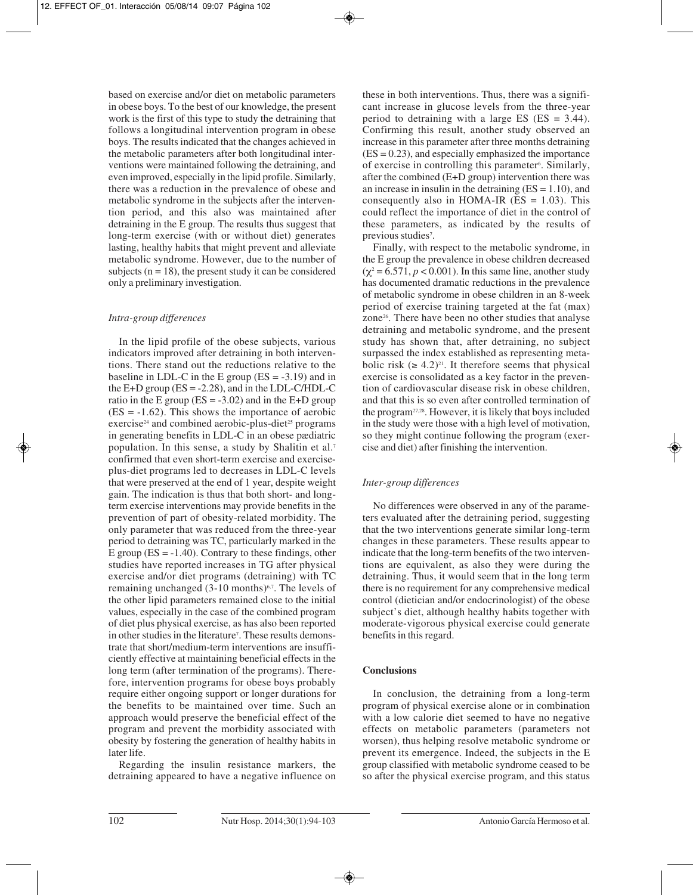based on exercise and/or diet on metabolic parameters in obese boys. To the best of our knowledge, the present work is the first of this type to study the detraining that follows a longitudinal intervention program in obese boys. The results indicated that the changes achieved in the metabolic parameters after both longitudinal interventions were maintained following the detraining, and even improved, especially in the lipid profile. Similarly, there was a reduction in the prevalence of obese and metabolic syndrome in the subjects after the intervention period, and this also was maintained after detraining in the E group. The results thus suggest that long-term exercise (with or without diet) generates lasting, healthy habits that might prevent and alleviate metabolic syndrome. However, due to the number of subjects ($n = 18$), the present study it can be considered only a preliminary investigation.

### *Intra-group differences*

In the lipid profile of the obese subjects, various indicators improved after detraining in both interventions. There stand out the reductions relative to the baseline in LDL-C in the E group (ES = -3.19) and in the E+D group (ES = -2.28), and in the LDL-C/HDL-C ratio in the E group (ES = -3.02) and in the E+D group (ES = -1.62). This shows the importance of aerobic exercise[24] and combined aerobic-plus-diet[25] programs in generating benefits in LDL-C in an obese pædiatric population. In this sense, a study by Shalitin et al.[7] confirmed that even short-term exercise and exercise-plus-diet programs led to decreases in LDL-C levels that were preserved at the end of 1 year, despite weight gain. The indication is thus that both short- and long-term exercise interventions may provide benefits in the prevention of part of obesity-related morbidity. The only parameter that was reduced from the three-year period to detraining was TC, particularly marked in the E group (ES = -1.40). Contrary to these findings, other studies have reported increases in TG after physical exercise and/or diet programs (detraining) with TC remaining unchanged (3-10 months)[6,7]. The levels of the other lipid parameters remained close to the initial values, especially in the case of the combined program of diet plus physical exercise, as has also been reported in other studies in the literature[7]. These results demonstrate that short/medium-term interventions are insufficiently effective at maintaining beneficial effects in the long term (after termination of the programs). Therefore, intervention programs for obese boys probably require either ongoing support or longer durations for the benefits to be maintained over time. Such an approach would preserve the beneficial effect of the program and prevent the morbidity associated with obesity by fostering the generation of healthy habits in later life.

Regarding the insulin resistance markers, the detraining appeared to have a negative influence on these in both interventions. Thus, there was a significant increase in glucose levels from the three-year period to detraining with a large ES (ES = 3.44). Confirming this result, another study observed an increase in this parameter after three months detraining (ES = 0.23), and especially emphasized the importance of exercise in controlling this parameter[6]. Similarly, after the combined (E+D group) intervention there was an increase in insulin in the detraining (ES = 1.10), and consequently also in HOMA-IR (ES = 1.03). This could reflect the importance of diet in the control of these parameters, as indicated by the results of previous studies[7].

Finally, with respect to the metabolic syndrome, in the E group the prevalence in obese children decreased ($\chi^2 = 6.571$, $p < 0.001$). In this same line, another study has documented dramatic reductions in the prevalence of metabolic syndrome in obese children in an 8-week period of exercise training targeted at the fat (max) zone[26]. There have been no other studies that analyse detraining and metabolic syndrome, and the present study has shown that, after detraining, no subject surpassed the index established as representing metabolic risk ($\geq 4.2$)[21]. It therefore seems that physical exercise is consolidated as a key factor in the prevention of cardiovascular disease risk in obese children, and that this is so even after controlled termination of the program[27,28]. However, it is likely that boys included in the study were those with a high level of motivation, so they might continue following the program (exercise and diet) after finishing the intervention.

### *Inter-group differences*

No differences were observed in any of the parameters evaluated after the detraining period, suggesting that the two interventions generate similar long-term changes in these parameters. These results appear to indicate that the long-term benefits of the two interventions are equivalent, as also they were during the detraining. Thus, it would seem that in the long term there is no requirement for any comprehensive medical control (dietician and/or endocrinologist) of the obese subject's diet, although healthy habits together with moderate-vigorous physical exercise could generate benefits in this regard.

## **Conclusions**

In conclusion, the detraining from a long-term program of physical exercise alone or in combination with a low calorie diet seemed to have no negative effects on metabolic parameters (parameters not worsen), thus helping resolve metabolic syndrome or prevent its emergence. Indeed, the subjects in the E group classified with metabolic syndrome ceased to be so after the physical exercise program, and this status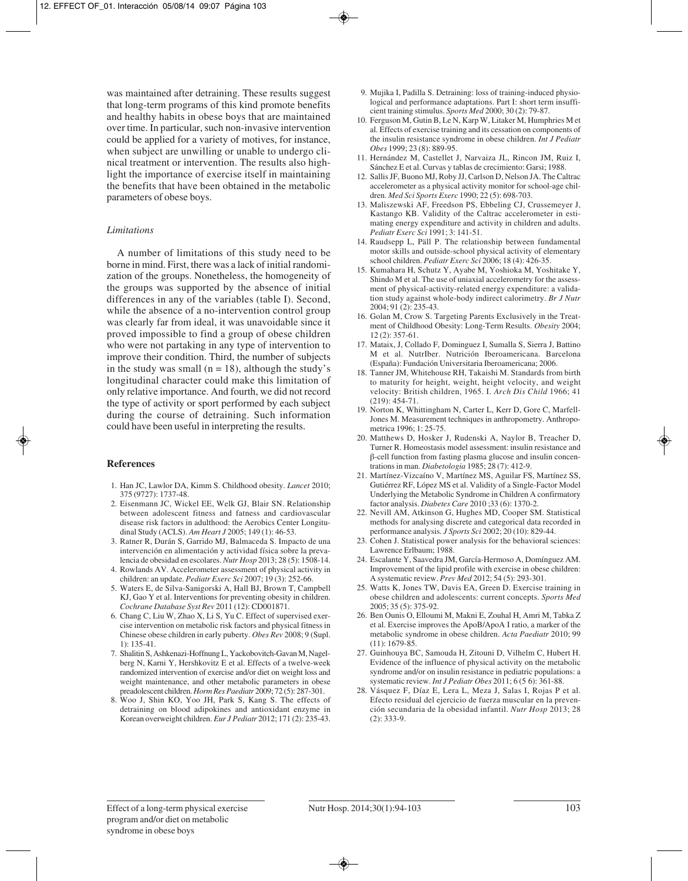was maintained after detraining. These results suggest that long-term programs of this kind promote benefits and healthy habits in obese boys that are maintained over time. In particular, such non-invasive intervention could be applied for a variety of motives, for instance, when subject are unwilling or unable to undergo clinical treatment or intervention. The results also highlight the importance of exercise itself in maintaining the benefits that have been obtained in the metabolic parameters of obese boys.

### *Limitations*

A number of limitations of this study need to be borne in mind. First, there was a lack of initial randomization of the groups. Nonetheless, the homogeneity of the groups was supported by the absence of initial differences in any of the variables (table I). Second, while the absence of a no-intervention control group was clearly far from ideal, it was unavoidable since it proved impossible to find a group of obese children who were not partaking in any type of intervention to improve their condition. Third, the number of subjects in the study was small (n = 18), although the study's longitudinal character could make this limitation of only relative importance. And fourth, we did not record the type of activity or sport performed by each subject during the course of detraining. Such information could have been useful in interpreting the results.

## References

1. Han JC, Lawlor DA, Kimm S. Childhood obesity. *Lancet* 2010; 375 (9727): 1737-48.
2. Eisenmann JC, Wickel EE, Welk GJ, Blair SN. Relationship between adolescent fitness and fatness and cardiovascular disease risk factors in adulthood: the Aerobics Center Longitudinal Study (ACLS). *Am Heart J* 2005; 149 (1): 46-53.
3. Ratner R, Durán S, Garrido MJ, Balmaceda S. Impacto de una intervención en alimentación y actividad física sobre la prevalencia de obesidad en escolares. *Nutr Hosp* 2013; 28 (5): 1508-14.
4. Rowlands AV. Accelerometer assessment of physical activity in children: an update. *Pediatr Exerc Sci* 2007; 19 (3): 252-66.
5. Waters E, de Silva-Sanigorski A, Hall BJ, Brown T, Campbell KJ, Gao Y et al. Interventions for preventing obesity in children. *Cochrane Database Syst Rev* 2011 (12): CD001871.
6. Chang C, Liu W, Zhao X, Li S, Yu C. Effect of supervised exercise intervention on metabolic risk factors and physical fitness in Chinese obese children in early puberty. *Obes Rev* 2008; 9 (Supl. 1): 135-41.
7. Shalitin S, Ashkenazi-Hoffnung L, Yackobovitch-Gavan M, Nagelberg N, Karni Y, Hershkovitz E et al. Effects of a twelve-week randomized intervention of exercise and/or diet on weight loss and weight maintenance, and other metabolic parameters in obese preadolescent children. *Horm Res Paediatr* 2009; 72 (5): 287-301.
8. Woo J, Shin KO, Yoo JH, Park S, Kang S. The effects of detraining on blood adipokines and antioxidant enzyme in Korean overweight children. *Eur J Pediatr* 2012; 171 (2): 235-43.
9. Mujika I, Padilla S. Detraining: loss of training-induced physiological and performance adaptations. Part I: short term insufficient training stimulus. *Sports Med* 2000; 30 (2): 79-87.
10. Ferguson M, Gutin B, Le N, Karp W, Litaker M, Humphries M et al. Effects of exercise training and its cessation on components of the insulin resistance syndrome in obese children. *Int J Pediatr Obes* 1999; 23 (8): 889-95.
11. Hernández M, Castellet J, Narvaiza JL, Rincon JM, Ruiz I, Sánchez E et al. Curvas y tablas de crecimiento: Garsi; 1988.
12. Sallis JF, Buono MJ, Roby JJ, Carlson D, Nelson JA. The Caltrac accelerometer as a physical activity monitor for school-age children. *Med Sci Sports Exerc* 1990; 22 (5): 698-703.
13. Maliszewski AF, Freedson PS, Ebbeling CJ, Crussemeyer J, Kastango KB. Validity of the Caltrac accelerometer in estimating energy expenditure and activity in children and adults. *Pediatr Exerc Sci* 1991; 3: 141-51.
14. Raudsepp L, Päll P. The relationship between fundamental motor skills and outside-school physical activity of elementary school children. *Pediatr Exerc Sci* 2006; 18 (4): 426-35.
15. Kumahara H, Schutz Y, Ayabe M, Yoshioka M, Yoshitake Y, Shindo M et al. The use of uniaxial accelerometry for the assessment of physical-activity-related energy expenditure: a validation study against whole-body indirect calorimetry. *Br J Nutr* 2004; 91 (2): 235-43.
16. Golan M, Crow S. Targeting Parents Exclusively in the Treatment of Childhood Obesity: Long-Term Results. *Obesity* 2004; 12 (2): 357-61.
17. Mataix, J, Collado F, Dominguez I, Sumalla S, Sierra J, Battino M et al. NutrIber. Nutrición Iberoamericana. Barcelona (España): Fundación Universitaria Iberoamericana; 2006.
18. Tanner JM, Whitehouse RH, Takaishi M. Standards from birth to maturity for height, weight, height velocity, and weight velocity: British children, 1965. I. *Arch Dis Child* 1966; 41 (219): 454-71.
19. Norton K, Whittingham N, Carter L, Kerr D, Gore C, Marfell-Jones M. Measurement techniques in anthropometry. Anthropometrica 1996; 1: 25-75.
20. Matthews D, Hosker J, Rudenski A, Naylor B, Treacher D, Turner R. Homeostasis model assessment: insulin resistance and β-cell function from fasting plasma glucose and insulin concentrations in man. *Diabetologia* 1985; 28 (7): 412-9.
21. Martínez-Vizcaíno V, Martínez MS, Aguilar FS, Martínez SS, Gutiérrez RF, López MS et al. Validity of a Single-Factor Model Underlying the Metabolic Syndrome in Children A confirmatory factor analysis. *Diabetes Care* 2010 ;33 (6): 1370-2.
22. Nevill AM, Atkinson G, Hughes MD, Cooper SM. Statistical methods for analysing discrete and categorical data recorded in performance analysis. *J Sports Sci* 2002; 20 (10): 829-44.
23. Cohen J. Statistical power analysis for the behavioral sciences: Lawrence Erlbaum; 1988.
24. Escalante Y, Saavedra JM, García-Hermoso A, Domínguez AM. Improvement of the lipid profile with exercise in obese children: A systematic review. *Prev Med* 2012; 54 (5): 293-301.
25. Watts K, Jones TW, Davis EA, Green D. Exercise training in obese children and adolescents: current concepts. *Sports Med* 2005; 35 (5): 375-92.
26. Ben Ounis O, Elloumi M, Makni E, Zouhal H, Amri M, Tabka Z et al. Exercise improves the ApoB/ApoA I ratio, a marker of the metabolic syndrome in obese children. *Acta Paediatr* 2010; 99 (11): 1679-85.
27. Guinhouya BC, Samouda H, Zitouni D, Vilhelm C, Hubert H. Evidence of the influence of physical activity on the metabolic syndrome and/or on insulin resistance in pediatric populations: a systematic review. *Int J Pediatr Obes* 2011; 6 (5 6): 361-88.
28. Vásquez F, Díaz E, Lera L, Meza J, Salas I, Rojas P et al. Efecto residual del ejercicio de fuerza muscular en la prevención secundaria de la obesidad infantil. *Nutr Hosp* 2013; 28 (2): 333-9.